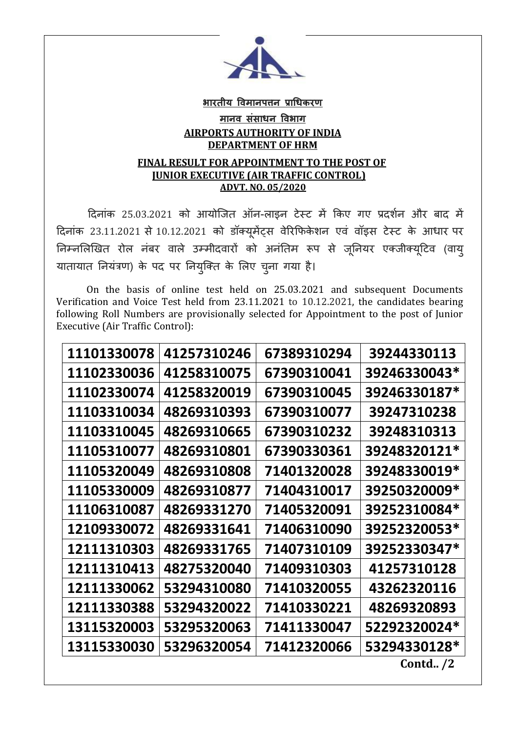**भारतीय विमानपत्तन प्राधिकरण**

**मानव संसाधन विभाग**

**AIRPORTS AUTHORITY OF INDIA**

**DEPARTMENT OF HRM**

**FINAL RESULT FOR APPOINTMENT TO THE POST OF JUNIOR EXECUTIVE (AIR TRAFFIC CONTROL)**

**ADVT. NO. 05/2020**

दिनांक 25.03.2021 को आयोजित ऑन-लाइन टेस्ट में किए गए प्रदर्शन और बाद में दिनांक 23.11.2021 से 10.12.2021 को डॉक्यूमेंट्स वेरिफिकेशन एवं वॉइस टेस्ट के आधार पर निम्नलिखित रोल नंबर वाले उम्मीदवारों को अनंतिम रूप से जूनियर एक्जीक्यूटिव (वायु यातायात नियंत्रण) के पद पर नियुक्ति के लिए चुना गया है।

On the basis of online test held on 25.03.2021 and subsequent Documents Verification and Voice Test held from 23.11.2021 to 10.12.2021, the candidates bearing following Roll Numbers are provisionally selected for Appointment to the post of Junior Executive (Air Traffic Control):

| | | | |
|---|---|---|---|
| 11101330078 | 41257310246 | 67389310294 | 39244330113 |
| 11102330036 | 41258310075 | 67390310041 | 39246330043* |
| 11102330074 | 41258320019 | 67390310045 | 39246330187* |
| 11103310034 | 48269310393 | 67390310077 | 39247310238 |
| 11103310045 | 48269310665 | 67390310232 | 39248310313 |
| 11105310077 | 48269310801 | 67390330361 | 39248320121* |
| 11105320049 | 48269310808 | 71401320028 | 39248330019* |
| 11105330009 | 48269310877 | 71404310017 | 39250320009* |
| 11106310087 | 48269331270 | 71405320091 | 39252310084* |
| 12109330072 | 48269331641 | 71406310090 | 39252320053* |
| 12111310303 | 48269331765 | 71407310109 | 39252330347* |
| 12111310413 | 48275320040 | 71409310303 | 41257310128 |
| 12111330062 | 53294310080 | 71410320055 | 43262320116 |
| 12111330388 | 53294320022 | 71410330221 | 48269320893 |
| 13115320003 | 53295320063 | 71411330047 | 52292320024* |
| 13115330030 | 53296320054 | 71412320066 | 53294330128* |

**Contd.. /2**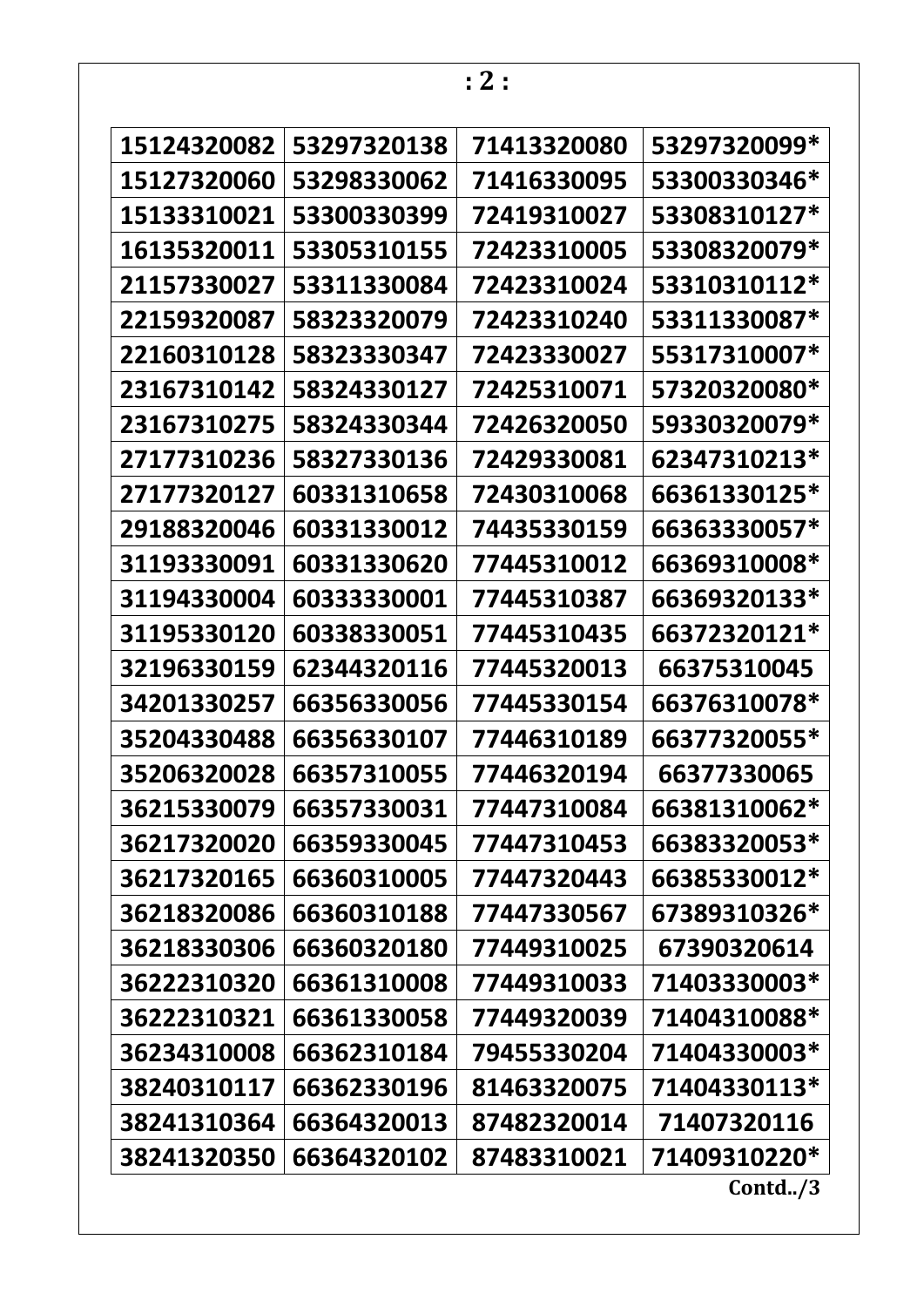| 15124320082 | 53297320138 | 71413320080 | 53297320099* |
|---|---|---|---|
| 15127320060 | 53298330062 | 71416330095 | 53300330346* |
| 15133310021 | 53300330399 | 72419310027 | 53308310127* |
| 16135320011 | 53305310155 | 72423310005 | 53308320079* |
| 21157330027 | 53311330084 | 72423310024 | 53310310112* |
| 22159320087 | 58323320079 | 72423310240 | 53311330087* |
| 22160310128 | 58323330347 | 72423330027 | 55317310007* |
| 23167310142 | 58324330127 | 72425310071 | 57320320080* |
| 23167310275 | 58324330344 | 72426320050 | 59330320079* |
| 27177310236 | 58327330136 | 72429330081 | 62347310213* |
| 27177320127 | 60331310658 | 72430310068 | 66361330125* |
| 29188320046 | 60331330012 | 74435330159 | 66363330057* |
| 31193330091 | 60331330620 | 77445310012 | 66369310008* |
| 31194330004 | 60333330001 | 77445310387 | 66369320133* |
| 31195330120 | 60338330051 | 77445310435 | 66372320121* |
| 32196330159 | 62344320116 | 77445320013 | 66375310045 |
| 34201330257 | 66356330056 | 77445330154 | 66376310078* |
| 35204330488 | 66356330107 | 77446310189 | 66377320055* |
| 35206320028 | 66357310055 | 77446320194 | 66377330065 |
| 36215330079 | 66357330031 | 77447310084 | 66381310062* |
| 36217320020 | 66359330045 | 77447310453 | 66383320053* |
| 36217320165 | 66360310005 | 77447320443 | 66385330012* |
| 36218320086 | 66360310188 | 77447330567 | 67389310326* |
| 36218330306 | 66360320180 | 77449310025 | 67390320614 |
| 36222310320 | 66361310008 | 77449310033 | 71403330003* |
| 36222310321 | 66361330058 | 77449320039 | 71404310088* |
| 36234310008 | 66362310184 | 79455330204 | 71404330003* |
| 38240310117 | 66362330196 | 81463320075 | 71404330113* |
| 38241310364 | 66364320013 | 87482320014 | 71407320116 |
| 38241320350 | 66364320102 | 87483310021 | 71409310220* |

**Contd../3**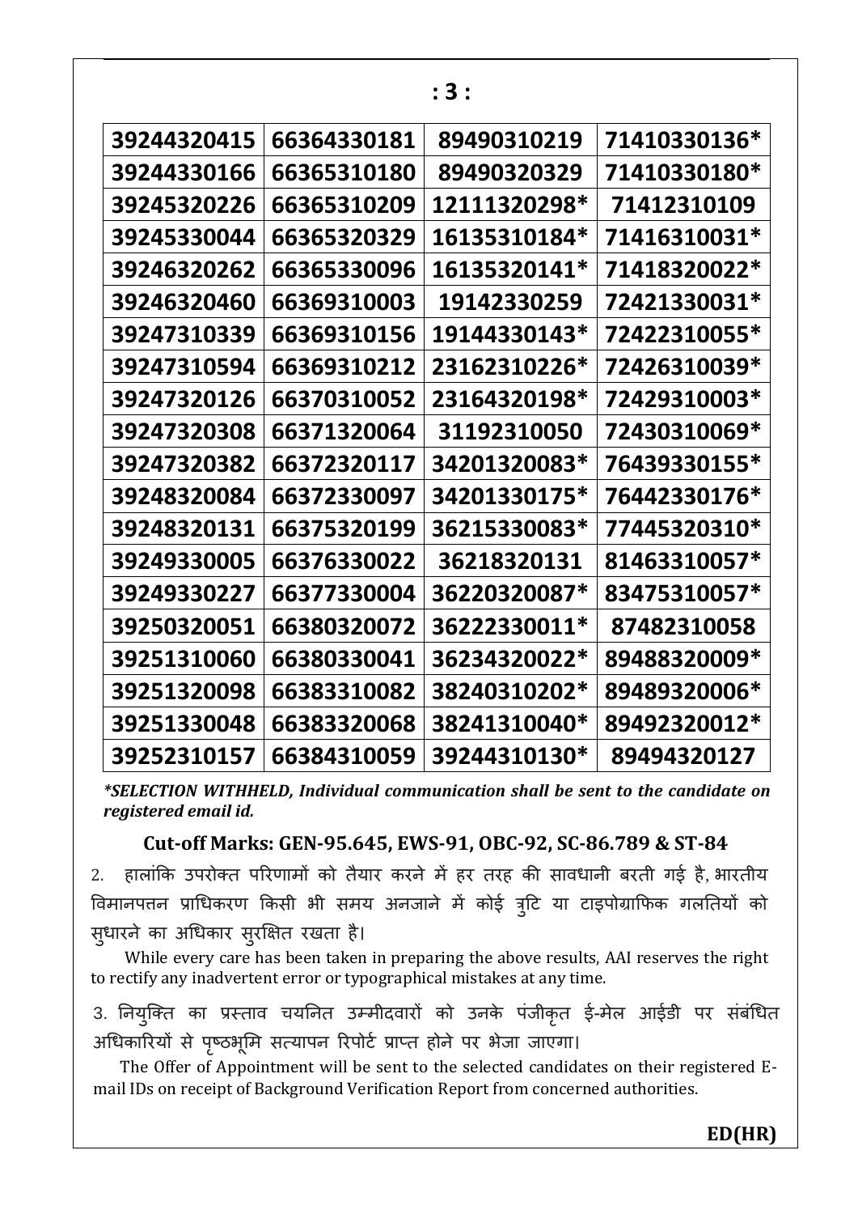| | | | |
|---|---|---|---|
| 39244320415 | 66364330181 | 89490310219 | 71410330136* |
| 39244330166 | 66365310180 | 89490320329 | 71410330180* |
| 39245320226 | 66365310209 | 12111320298* | 71412310109 |
| 39245330044 | 66365320329 | 16135310184* | 71416310031* |
| 39246320262 | 66365330096 | 16135320141* | 71418320022* |
| 39246320460 | 66369310003 | 19142330259 | 72421330031* |
| 39247310339 | 66369310156 | 19144330143* | 72422310055* |
| 39247310594 | 66369310212 | 23162310226* | 72426310039* |
| 39247320126 | 66370310052 | 23164320198* | 72429310003* |
| 39247320308 | 66371320064 | 31192310050 | 72430310069* |
| 39247320382 | 66372320117 | 34201320083* | 76439330155* |
| 39248320084 | 66372330097 | 34201330175* | 76442330176* |
| 39248320131 | 66375320199 | 36215330083* | 77445320310* |
| 39249330005 | 66376330022 | 36218320131 | 81463310057* |
| 39249330227 | 66377330004 | 36220320087* | 83475310057* |
| 39250320051 | 66380320072 | 36222330011* | 87482310058 |
| 39251310060 | 66380330041 | 36234320022* | 89488320009* |
| 39251320098 | 66383310082 | 38240310202* | 89489320006* |
| 39251330048 | 66383320068 | 38241310040* | 89492320012* |
| 39252310157 | 66384310059 | 39244310130* | 89494320127 |

***SELECTION WITHHELD, Individual communication shall be sent to the candidate on registered email id.***

**Cut-off Marks: GEN-95.645, EWS-91, OBC-92, SC-86.789 & ST-84**

2. हालांकि उपरोक्त परिणामों को तैयार करने में हर तरह की सावधानी बरती गई है, भारतीय विमानपत्तन प्राधिकरण किसी भी समय अनजाने में कोई त्रुटि या टाइपोग्राफिक गलतियों को सुधारने का अधिकार सुरक्षित रखता है।

While every care has been taken in preparing the above results, AAI reserves the right to rectify any inadvertent error or typographical mistakes at any time.

3. नियुक्ति का प्रस्ताव चयनित उम्मीदवारों को उनके पंजीकृत ई-मेल आईडी पर संबंधित अधिकारियों से पृष्ठभूमि सत्यापन रिपोर्ट प्राप्त होने पर भेजा जाएगा।

The Offer of Appointment will be sent to the selected candidates on their registered E-mail IDs on receipt of Background Verification Report from concerned authorities.

**ED(HR)**